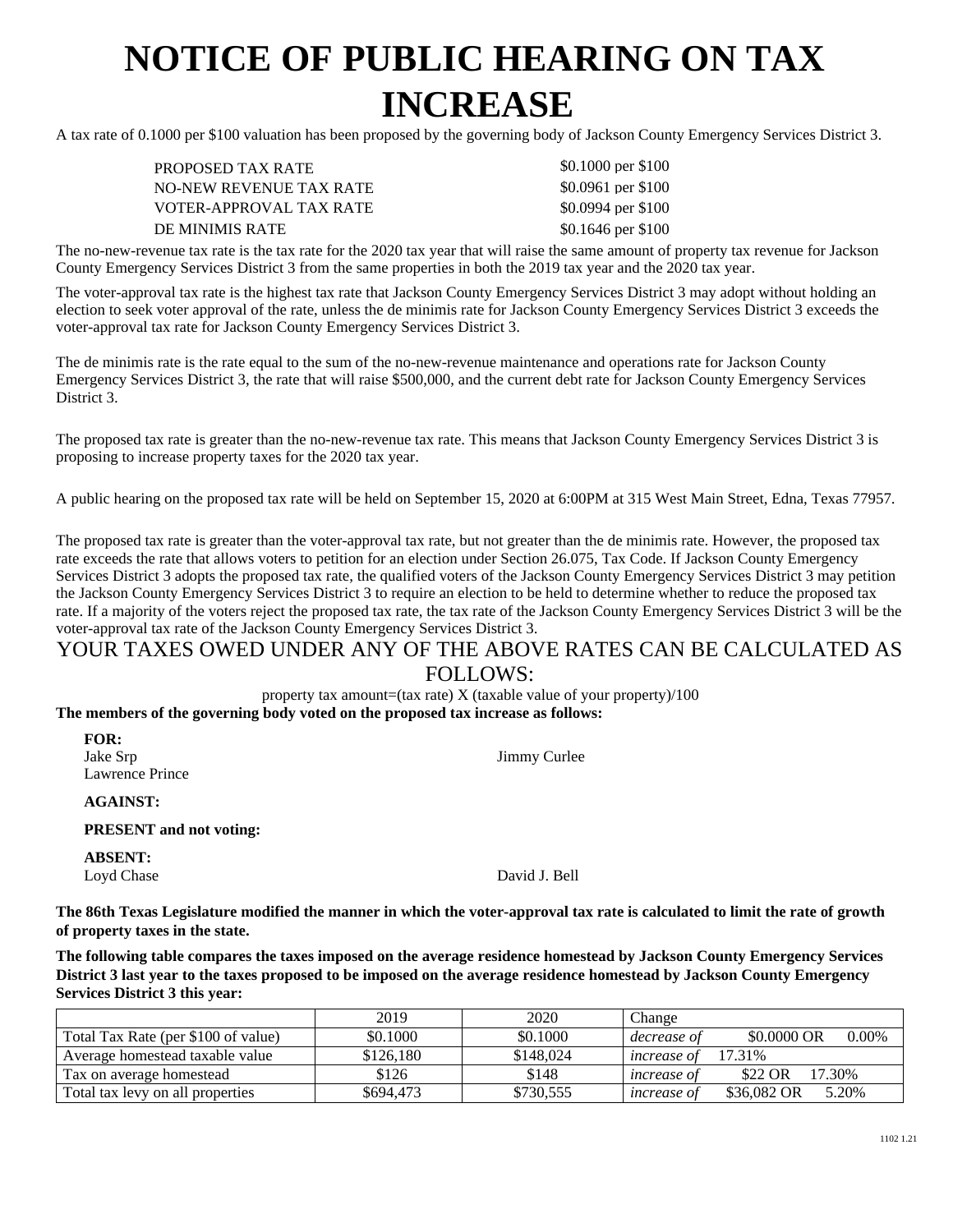# NOTICE OF PUBLIC HEARING ON TAX INCREASE

A tax rate of 0.1000 per $100 valuation has been proposed by the governing body of Jackson County Emergency Services District 3.

| | |
|---|---|
| PROPOSED TAX RATE | $0.1000 per $100 |
| NO-NEW REVENUE TAX RATE | $0.0961 per $100 |
| VOTER-APPROVAL TAX RATE | $0.0994 per $100 |
| DE MINIMIS RATE | $0.1646 per $100 |

The no-new-revenue tax rate is the tax rate for the 2020 tax year that will raise the same amount of property tax revenue for Jackson County Emergency Services District 3 from the same properties in both the 2019 tax year and the 2020 tax year.

The voter-approval tax rate is the highest tax rate that Jackson County Emergency Services District 3 may adopt without holding an election to seek voter approval of the rate, unless the de minimis rate for Jackson County Emergency Services District 3 exceeds the voter-approval tax rate for Jackson County Emergency Services District 3.

The de minimis rate is the rate equal to the sum of the no-new-revenue maintenance and operations rate for Jackson County Emergency Services District 3, the rate that will raise $500,000, and the current debt rate for Jackson County Emergency Services District 3.

The proposed tax rate is greater than the no-new-revenue tax rate. This means that Jackson County Emergency Services District 3 is proposing to increase property taxes for the 2020 tax year.

A public hearing on the proposed tax rate will be held on September 15, 2020 at 6:00PM at 315 West Main Street, Edna, Texas 77957.

The proposed tax rate is greater than the voter-approval tax rate, but not greater than the de minimis rate. However, the proposed tax rate exceeds the rate that allows voters to petition for an election under Section 26.075, Tax Code. If Jackson County Emergency Services District 3 adopts the proposed tax rate, the qualified voters of the Jackson County Emergency Services District 3 may petition the Jackson County Emergency Services District 3 to require an election to be held to determine whether to reduce the proposed tax rate. If a majority of the voters reject the proposed tax rate, the tax rate of the Jackson County Emergency Services District 3 will be the voter-approval tax rate of the Jackson County Emergency Services District 3.

## YOUR TAXES OWED UNDER ANY OF THE ABOVE RATES CAN BE CALCULATED AS FOLLOWS:

property tax amount=(tax rate) X (taxable value of your property)/100

**The members of the governing body voted on the proposed tax increase as follows:**

**FOR:**
Jake Srp
Jimmy Curlee
Lawrence Prince

**AGAINST:**

**PRESENT and not voting:**

**ABSENT:**
Loyd Chase
David J. Bell

**The 86th Texas Legislature modified the manner in which the voter-approval tax rate is calculated to limit the rate of growth of property taxes in the state.**

**The following table compares the taxes imposed on the average residence homestead by Jackson County Emergency Services District 3 last year to the taxes proposed to be imposed on the average residence homestead by Jackson County Emergency Services District 3 this year:**

| | 2019 | 2020 | Change |
|---|---|---|---|
| Total Tax Rate (per $100 of value) | $0.1000 | $0.1000 | *decrease of* $0.0000 OR 0.00% |
| Average homestead taxable value | $126,180 | $148,024 | *increase of* 17.31% |
| Tax on average homestead | $126 | $148 | *increase of* $22 OR 17.30% |
| Total tax levy on all properties | $694,473 | $730,555 | *increase of* $36,082 OR 5.20% |

1102 1.21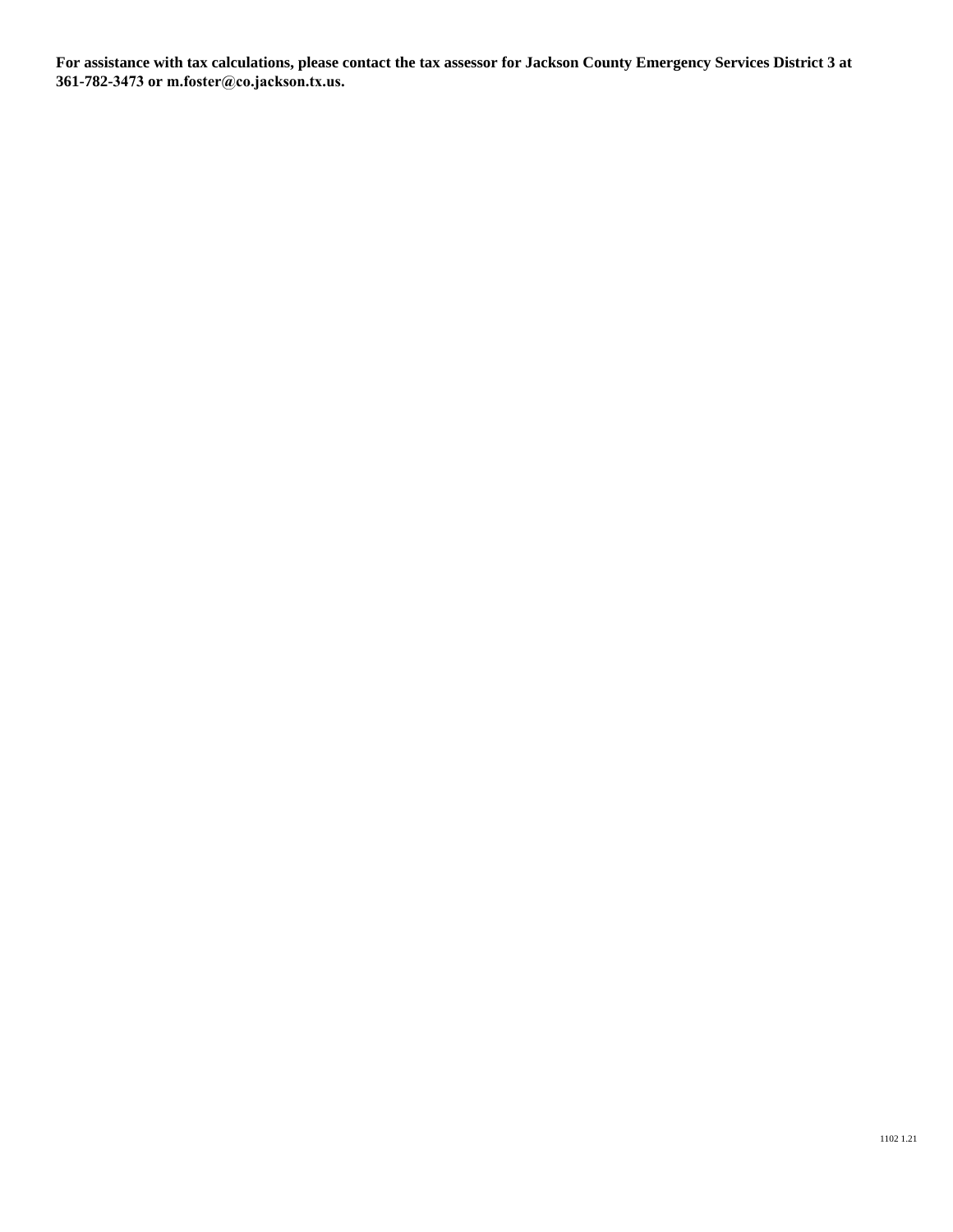**For assistance with tax calculations, please contact the tax assessor for Jackson County Emergency Services District 3 at 361-782-3473 or m.foster@co.jackson.tx.us.**

1102 1.21